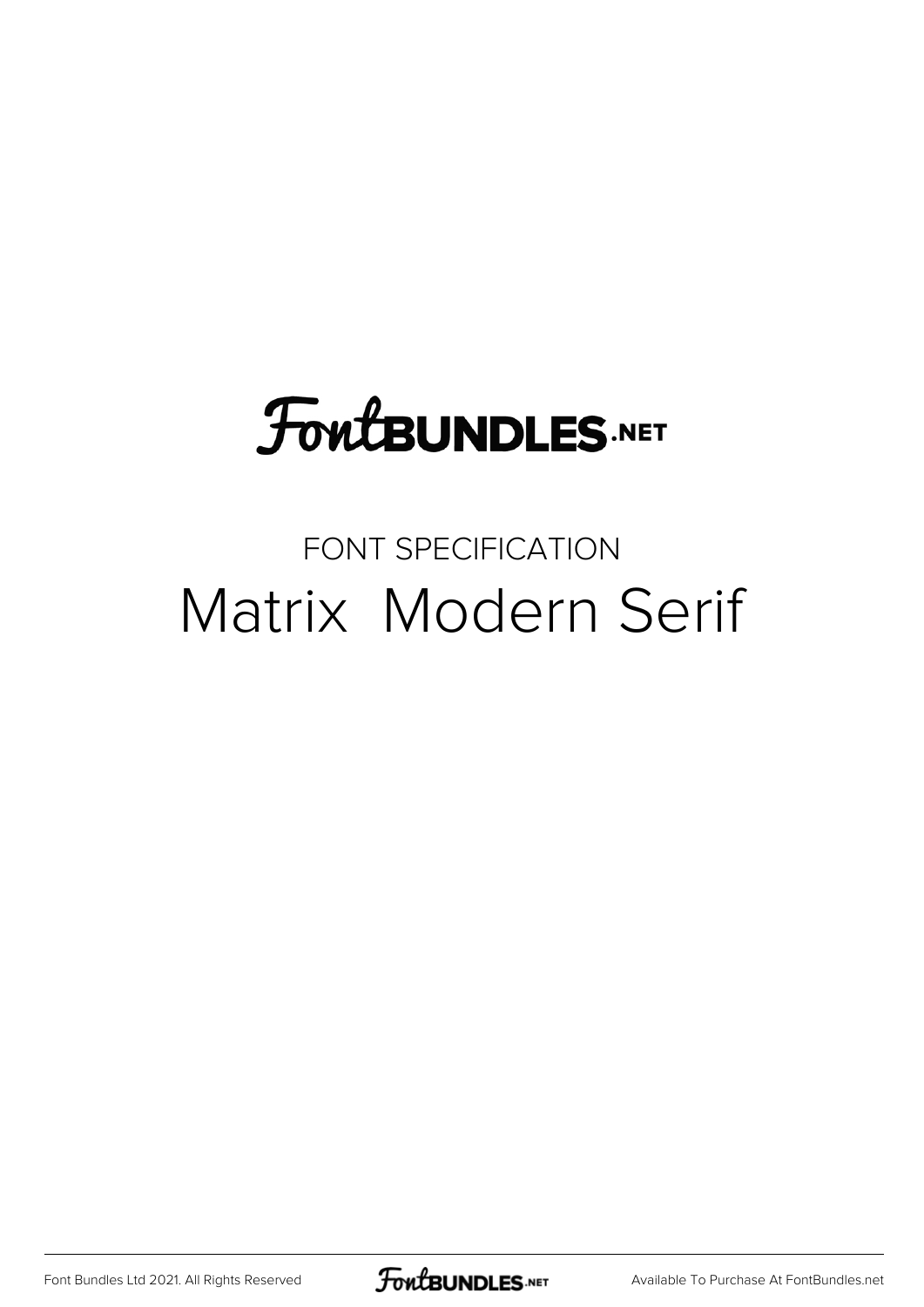FontBUNDLES.NET

FONT SPECIFICATION

# Matrix Modern Serif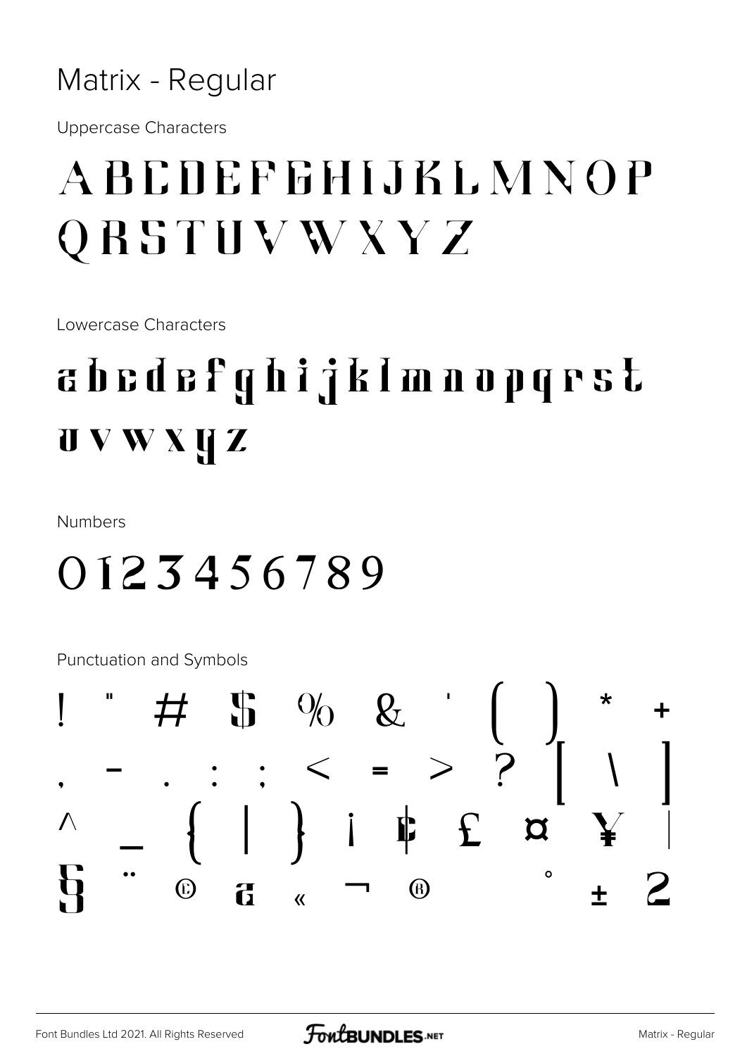# Matrix - Regular

Uppercase Characters

A B C D E F G H I J K L M N O P Q R S T U V W X Y Z

Lowercase Characters

a b c d e f g h i j k l m n o p q r s t u v w x y z

Numbers

0 1 2 3 4 5 6 7 8 9

Punctuation and Symbols

! " # $ % & ' ( ) * +
, - . : ; < = > ? [ \ ]
^ _ { | } ¡ ¢ £ ¤ ¥ ¦
§ ¨ © ª « ¬ ® ° ± ²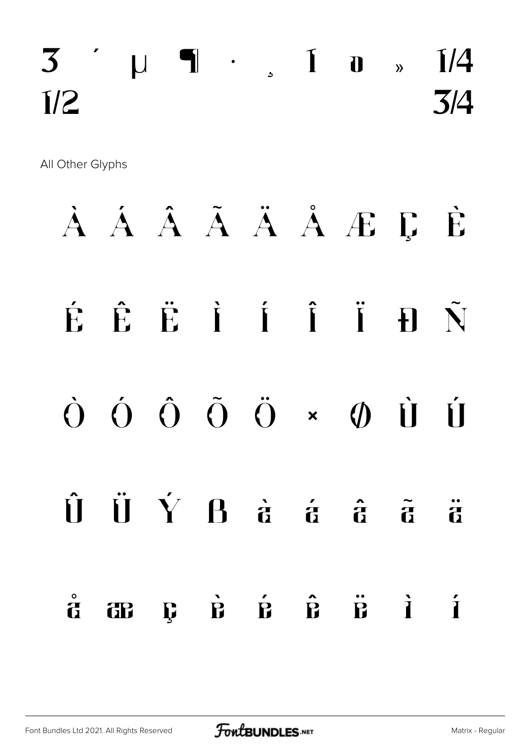³ ´ µ ¶ · ¸ ¹ º » ¼ ½ ¾

All Other Glyphs

À Á Â Ã Ä Å Æ Ç È

É Ê Ë Ì Í Î Ï Ð Ñ

Ò Ó Ô Õ Ö × Ø Ù Ú

Û Ü Ý ß à á â ã ä

å æ ç è é ê ë ì í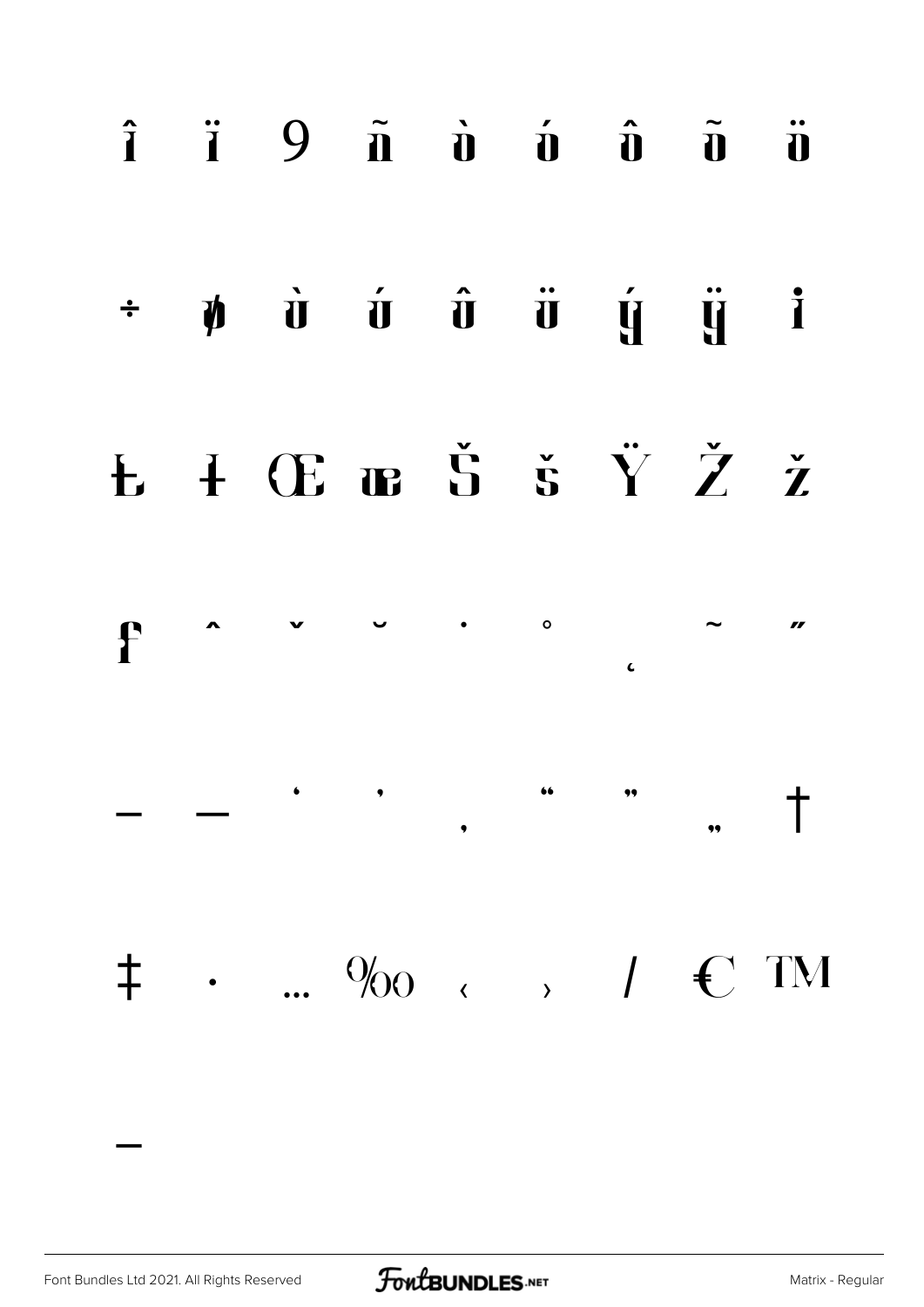î ï 9 ñ ò ó ô õ ö

÷ ø ù ú û ü ý ÿ İ

Ł ł Œ œ Š š Ÿ Ž ž

ƒ ˆ ˇ ˘ ˙ ˚ ˛ ˜ ˝

– — ‘ ’ ‚ “ ” „ †

‡ • … ‰ ‹ › ⁄ € ™

−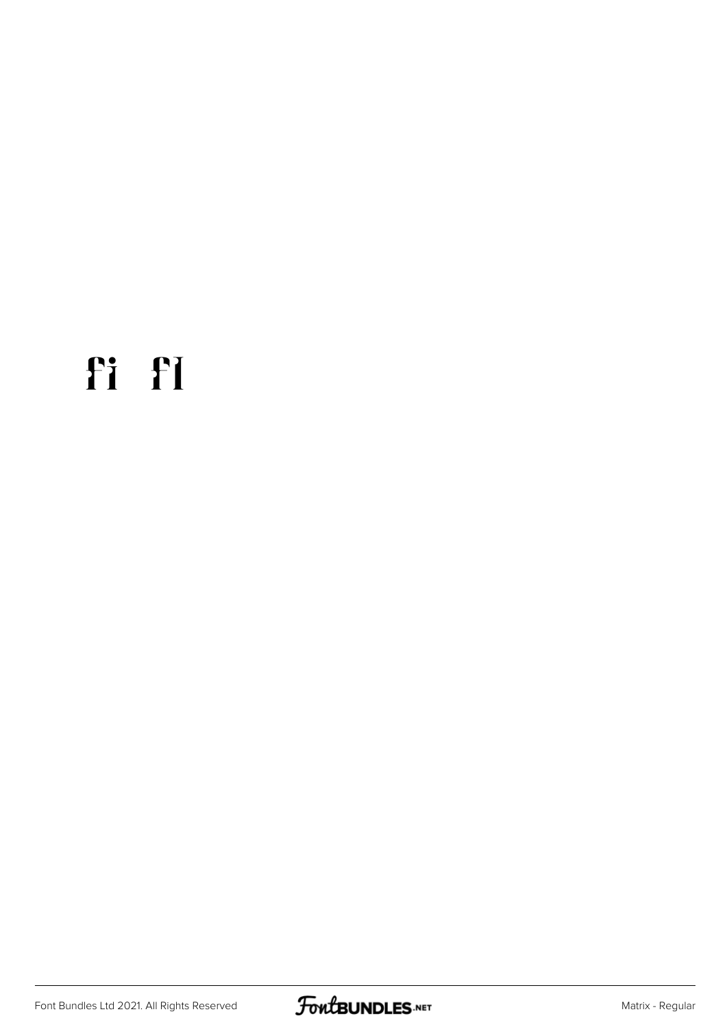ﬁ ﬂ